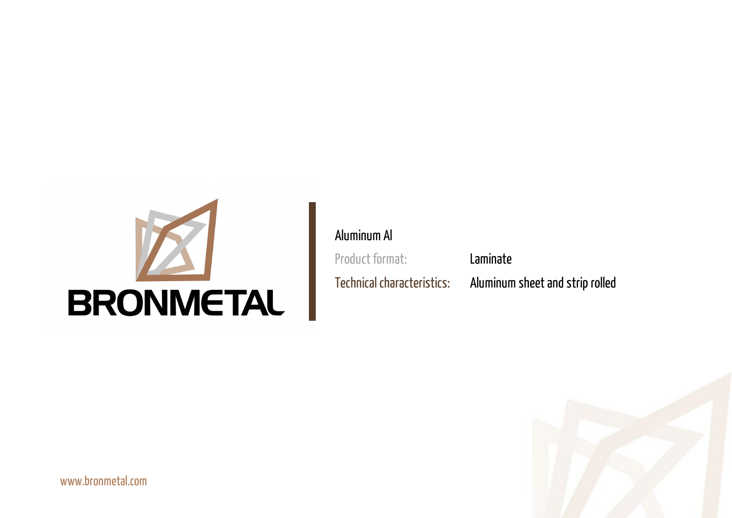BRONMETAL

Aluminum Al

| | |
|---|---|
| Product format: | Laminate |
| Technical characteristics: | Aluminum sheet and strip rolled |

www.bronmetal.com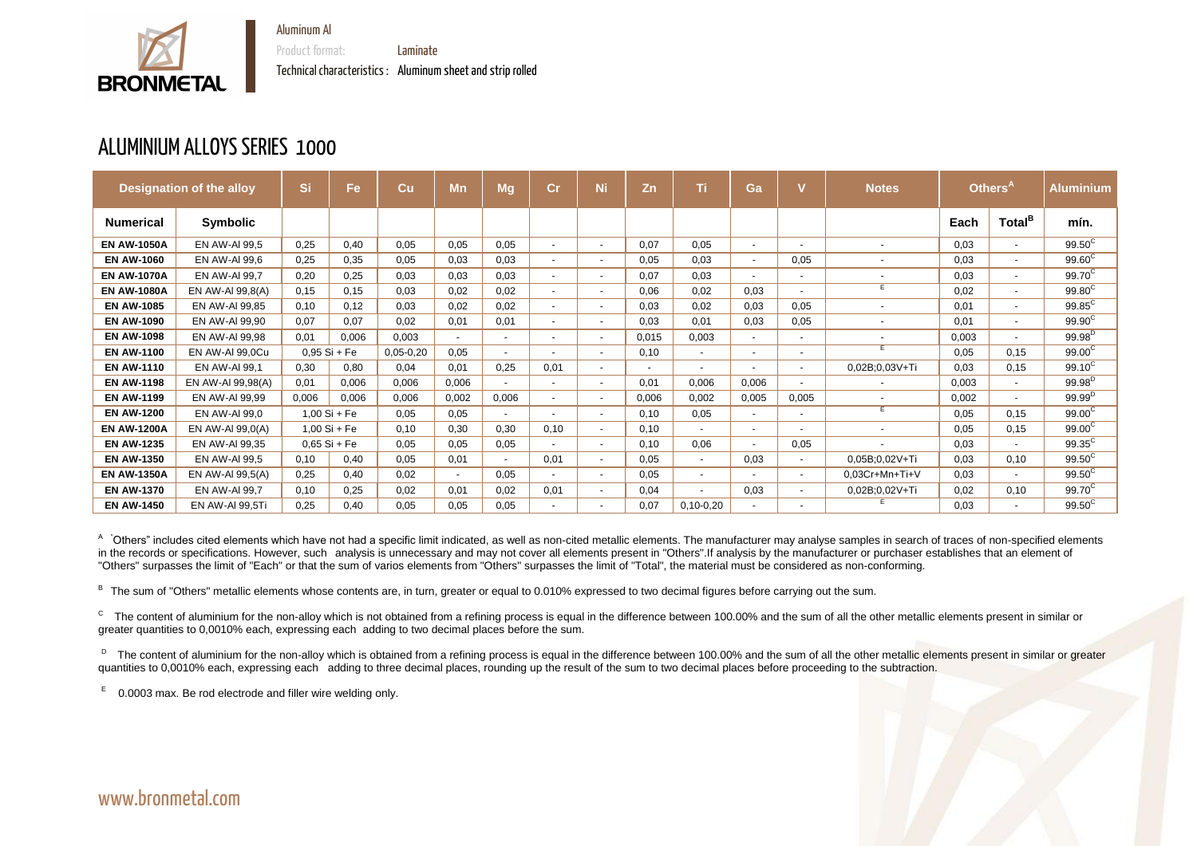Aluminum Al

Product format: Laminate

Technical characteristics : Aluminum sheet and strip rolled

# ALUMINIUM ALLOYS SERIES 1000

| Designation of the alloy | | Si | Fe | Cu | Mn | Mg | Cr | Ni | Zn | Ti | Ga | V | Notes | Others[A] | | Aluminium |
|---|---|---|---|---|---|---|---|---|---|---|---|---|---|---|---|---|
| **Numerical** | **Symbolic** | | | | | | | | | | | | | **Each** | **Total[B]** | **mín.** |
| **EN AW-1050A** | EN AW-Al 99,5 | 0,25 | 0,40 | 0,05 | 0,05 | 0,05 | - | - | 0,07 | 0,05 | - | - | - | 0,03 | - | 99.50[C] |
| **EN AW-1060** | EN AW-Al 99,6 | 0,25 | 0,35 | 0,05 | 0,03 | 0,03 | - | - | 0,05 | 0,03 | - | 0,05 | - | 0,03 | - | 99.60[C] |
| **EN AW-1070A** | EN AW-Al 99,7 | 0,20 | 0,25 | 0,03 | 0,03 | 0,03 | - | - | 0,07 | 0,03 | - | - | - | 0,03 | - | 99.70[C] |
| **EN AW-1080A** | EN AW-Al 99,8(A) | 0,15 | 0,15 | 0,03 | 0,02 | 0,02 | - | - | 0,06 | 0,02 | 0,03 | - | E | 0,02 | - | 99.80[C] |
| **EN AW-1085** | EN AW-Al 99,85 | 0,10 | 0,12 | 0,03 | 0,02 | 0,02 | - | - | 0,03 | 0,02 | 0,03 | 0,05 | - | 0,01 | - | 99.85[C] |
| **EN AW-1090** | EN AW-Al 99,90 | 0,07 | 0,07 | 0,02 | 0,01 | 0,01 | - | - | 0,03 | 0,01 | 0,03 | 0,05 | - | 0,01 | - | 99.90[C] |
| **EN AW-1098** | EN AW-Al 99,98 | 0,01 | 0,006 | 0,003 | - | - | - | - | 0,015 | 0,003 | - | - | - | 0,003 | - | 99.98[D] |
| **EN AW-1100** | EN AW-Al 99,0Cu | 0,95 Si + Fe | | 0,05-0,20 | 0,05 | - | - | - | 0,10 | - | - | - | E | 0,05 | 0,15 | 99.00[C] |
| **EN AW-1110** | EN AW-Al 99,1 | 0,30 | 0,80 | 0,04 | 0,01 | 0,25 | 0,01 | - | - | - | - | - | 0,02B;0,03V+Ti | 0,03 | 0,15 | 99.10[C] |
| **EN AW-1198** | EN AW-Al 99,98(A) | 0,01 | 0,006 | 0,006 | 0,006 | - | - | - | 0,01 | 0,006 | 0,006 | - | - | 0,003 | - | 99.98[D] |
| **EN AW-1199** | EN AW-Al 99,99 | 0,006 | 0,006 | 0,006 | 0,002 | 0,006 | - | - | 0,006 | 0,002 | 0,005 | 0,005 | - | 0,002 | - | 99.99[D] |
| **EN AW-1200** | EN AW-Al 99,0 | 1,00 Si + Fe | | 0,05 | 0,05 | - | - | - | 0,10 | 0,05 | - | - | E | 0,05 | 0,15 | 99.00[C] |
| **EN AW-1200A** | EN AW-Al 99,0(A) | 1,00 Si + Fe | | 0,10 | 0,30 | 0,30 | 0,10 | - | 0,10 | - | - | - | - | 0,05 | 0,15 | 99.00[C] |
| **EN AW-1235** | EN AW-Al 99,35 | 0,65 Si + Fe | | 0,05 | 0,05 | 0,05 | - | - | 0,10 | 0,06 | - | 0,05 | - | 0,03 | - | 99.35[C] |
| **EN AW-1350** | EN AW-Al 99,5 | 0,10 | 0,40 | 0,05 | 0,01 | - | 0,01 | - | 0,05 | - | 0,03 | - | 0,05B;0,02V+Ti | 0,03 | 0,10 | 99.50[C] |
| **EN AW-1350A** | EN AW-Al 99,5(A) | 0,25 | 0,40 | 0,02 | - | 0,05 | - | - | 0,05 | - | - | - | 0,03Cr+Mn+Ti+V | 0,03 | - | 99.50[C] |
| **EN AW-1370** | EN AW-Al 99,7 | 0,10 | 0,25 | 0,02 | 0,01 | 0,02 | 0,01 | - | 0,04 | - | 0,03 | - | 0,02B;0,02V+Ti | 0,02 | 0,10 | 99.70[C] |
| **EN AW-1450** | EN AW-Al 99,5Ti | 0,25 | 0,40 | 0,05 | 0,05 | 0,05 | - | - | 0,07 | 0,10-0,20 | - | - | E | 0,03 | - | 99.50[C] |

[A] "Others" includes cited elements which have not had a specific limit indicated, as well as non-cited metallic elements. The manufacturer may analyse samples in search of traces of non-specified elements in the records or specifications. However, such analysis is unnecessary and may not cover all elements present in "Others".If analysis by the manufacturer or purchaser establishes that an element of "Others" surpasses the limit of "Each" or that the sum of varios elements from "Others" surpasses the limit of "Total", the material must be considered as non-conforming.

[B] The sum of "Others" metallic elements whose contents are, in turn, greater or equal to 0.010% expressed to two decimal figures before carrying out the sum.

[C] The content of aluminium for the non-alloy which is not obtained from a refining process is equal in the difference between 100.00% and the sum of all the other metallic elements present in similar or greater quantities to 0,0010% each, expressing each adding to two decimal places before the sum.

[D] The content of aluminium for the non-alloy which is obtained from a refining process is equal in the difference between 100.00% and the sum of all the other metallic elements present in similar or greater quantities to 0,0010% each, expressing each adding to three decimal places, rounding up the result of the sum to two decimal places before proceeding to the subtraction.

[E] 0.0003 max. Be rod electrode and filler wire welding only.

www.bronmetal.com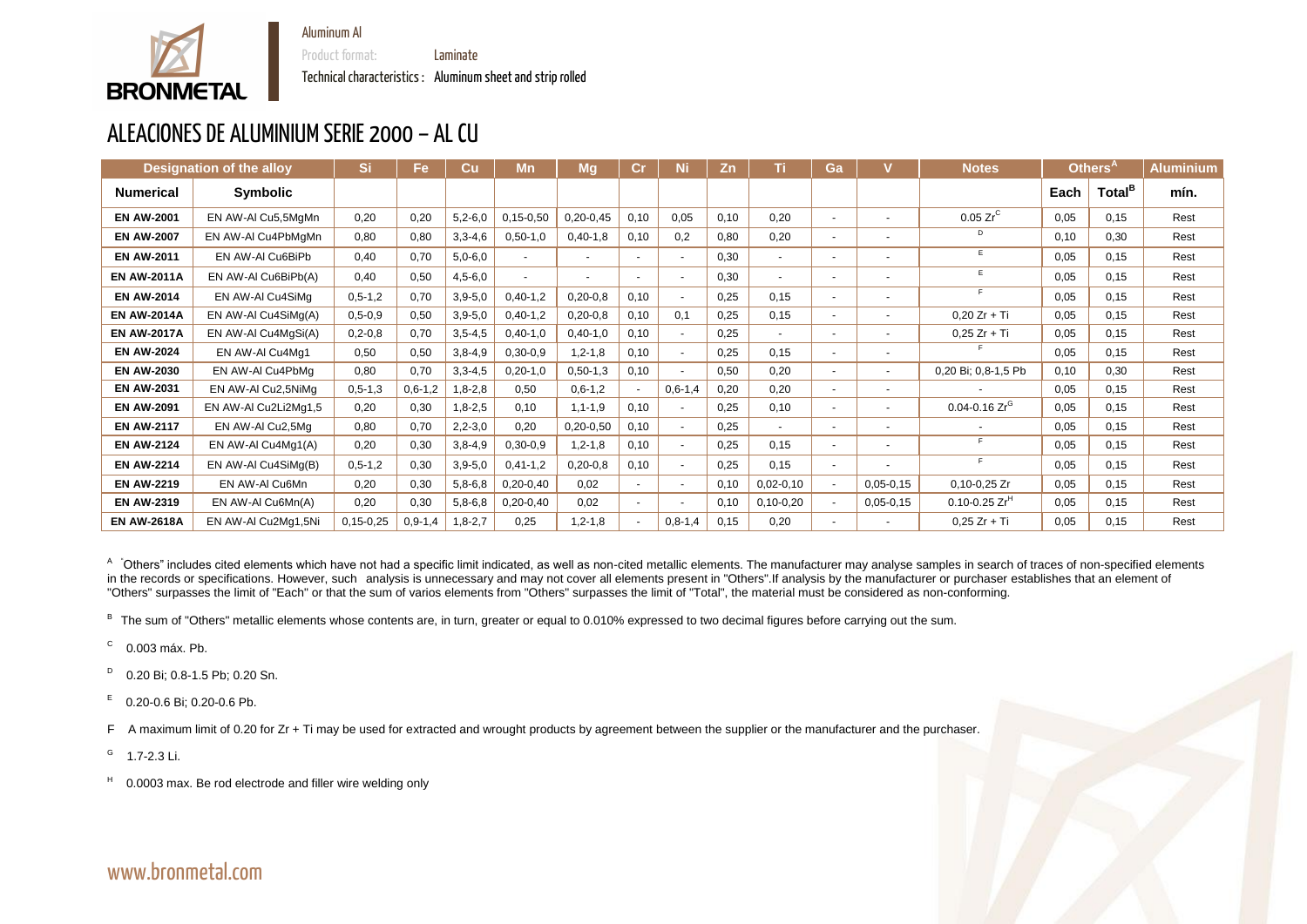Aluminum Al

Product format: Laminate

Technical characteristics : Aluminum sheet and strip rolled

# ALEACIONES DE ALUMINIUM SERIE 2000 – AL CU

| Designation of the alloy | | Si | Fe | Cu | Mn | Mg | Cr | Ni | Zn | Ti | Ga | V | Notes | Others[A] | | Aluminium |
|---|---|---|---|---|---|---|---|---|---|---|---|---|---|---|---|---|
| **Numerical** | **Symbolic** | | | | | | | | | | | | | **Each** | **Total[B]** | **mín.** |
| **EN AW-2001** | EN AW-Al Cu5,5MgMn | 0,20 | 0,20 | 5,2-6,0 | 0,15-0,50 | 0,20-0,45 | 0,10 | 0,05 | 0,10 | 0,20 | - | - | 0.05 Zr[C] | 0,05 | 0,15 | Rest |
| **EN AW-2007** | EN AW-Al Cu4PbMgMn | 0,80 | 0,80 | 3,3-4,6 | 0,50-1,0 | 0,40-1,8 | 0,10 | 0,2 | 0,80 | 0,20 | - | - | [D] | 0,10 | 0,30 | Rest |
| **EN AW-2011** | EN AW-Al Cu6BiPb | 0,40 | 0,70 | 5,0-6,0 | - | - | - | - | 0,30 | - | - | - | [E] | 0,05 | 0,15 | Rest |
| **EN AW-2011A** | EN AW-Al Cu6BiPb(A) | 0,40 | 0,50 | 4,5-6,0 | - | - | - | - | 0,30 | - | - | - | [E] | 0,05 | 0,15 | Rest |
| **EN AW-2014** | EN AW-Al Cu4SiMg | 0,5-1,2 | 0,70 | 3,9-5,0 | 0,40-1,2 | 0,20-0,8 | 0,10 | - | 0,25 | 0,15 | - | - | [F] | 0,05 | 0,15 | Rest |
| **EN AW-2014A** | EN AW-Al Cu4SiMg(A) | 0,5-0,9 | 0,50 | 3,9-5,0 | 0,40-1,2 | 0,20-0,8 | 0,10 | 0,1 | 0,25 | 0,15 | - | - | 0,20 Zr + Ti | 0,05 | 0,15 | Rest |
| **EN AW-2017A** | EN AW-Al Cu4MgSi(A) | 0,2-0,8 | 0,70 | 3,5-4,5 | 0,40-1,0 | 0,40-1,0 | 0,10 | - | 0,25 | - | - | - | 0,25 Zr + Ti | 0,05 | 0,15 | Rest |
| **EN AW-2024** | EN AW-Al Cu4Mg1 | 0,50 | 0,50 | 3,8-4,9 | 0,30-0,9 | 1,2-1,8 | 0,10 | - | 0,25 | 0,15 | - | - | [F] | 0,05 | 0,15 | Rest |
| **EN AW-2030** | EN AW-Al Cu4PbMg | 0,80 | 0,70 | 3,3-4,5 | 0,20-1,0 | 0,50-1,3 | 0,10 | - | 0,50 | 0,20 | - | - | 0,20 Bi; 0,8-1,5 Pb | 0,10 | 0,30 | Rest |
| **EN AW-2031** | EN AW-Al Cu2,5NiMg | 0,5-1,3 | 0,6-1,2 | 1,8-2,8 | 0,50 | 0,6-1,2 | - | 0,6-1,4 | 0,20 | 0,20 | - | - | - | 0,05 | 0,15 | Rest |
| **EN AW-2091** | EN AW-Al Cu2Li2Mg1,5 | 0,20 | 0,30 | 1,8-2,5 | 0,10 | 1,1-1,9 | 0,10 | - | 0,25 | 0,10 | - | - | 0.04-0.16 Zr[G] | 0,05 | 0,15 | Rest |
| **EN AW-2117** | EN AW-Al Cu2,5Mg | 0,80 | 0,70 | 2,2-3,0 | 0,20 | 0,20-0,50 | 0,10 | - | 0,25 | - | - | - | - | 0,05 | 0,15 | Rest |
| **EN AW-2124** | EN AW-Al Cu4Mg1(A) | 0,20 | 0,30 | 3,8-4,9 | 0,30-0,9 | 1,2-1,8 | 0,10 | - | 0,25 | 0,15 | - | - | [F] | 0,05 | 0,15 | Rest |
| **EN AW-2214** | EN AW-Al Cu4SiMg(B) | 0,5-1,2 | 0,30 | 3,9-5,0 | 0,41-1,2 | 0,20-0,8 | 0,10 | - | 0,25 | 0,15 | - | - | [F] | 0,05 | 0,15 | Rest |
| **EN AW-2219** | EN AW-Al Cu6Mn | 0,20 | 0,30 | 5,8-6,8 | 0,20-0,40 | 0,02 | - | - | 0,10 | 0,02-0,10 | - | 0,05-0,15 | 0,10-0,25 Zr | 0,05 | 0,15 | Rest |
| **EN AW-2319** | EN AW-Al Cu6Mn(A) | 0,20 | 0,30 | 5,8-6,8 | 0,20-0,40 | 0,02 | - | - | 0,10 | 0,10-0,20 | - | 0,05-0,15 | 0.10-0.25 Zr[H] | 0,05 | 0,15 | Rest |
| **EN AW-2618A** | EN AW-Al Cu2Mg1,5Ni | 0,15-0,25 | 0,9-1,4 | 1,8-2,7 | 0,25 | 1,2-1,8 | - | 0,8-1,4 | 0,15 | 0,20 | - | - | 0,25 Zr + Ti | 0,05 | 0,15 | Rest |

[A] "Others" includes cited elements which have not had a specific limit indicated, as well as non-cited metallic elements. The manufacturer may analyse samples in search of traces of non-specified elements in the records or specifications. However, such analysis is unnecessary and may not cover all elements present in "Others".If analysis by the manufacturer or purchaser establishes that an element of "Others" surpasses the limit of "Each" or that the sum of varios elements from "Others" surpasses the limit of "Total", the material must be considered as non-conforming.

[B] The sum of "Others" metallic elements whose contents are, in turn, greater or equal to 0.010% expressed to two decimal figures before carrying out the sum.

[C] 0.003 máx. Pb.

[D] 0.20 Bi; 0.8-1.5 Pb; 0.20 Sn.

[E] 0.20-0.6 Bi; 0.20-0.6 Pb.

F A maximum limit of 0.20 for Zr + Ti may be used for extracted and wrought products by agreement between the supplier or the manufacturer and the purchaser.

[G] 1.7-2.3 Li.

[H] 0.0003 max. Be rod electrode and filler wire welding only

www.bronmetal.com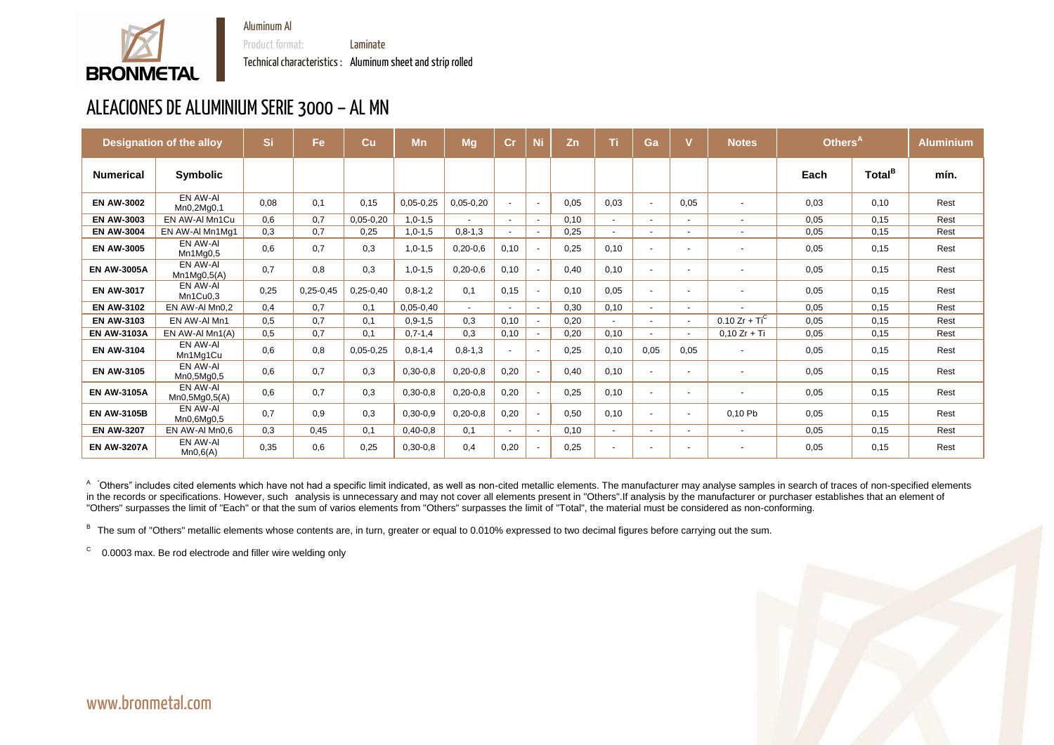Aluminum Al

Product format: Laminate

Technical characteristics : Aluminum sheet and strip rolled

# ALEACIONES DE ALUMINIUM SERIE 3000 – AL MN

| Designation of the alloy | | Si | Fe | Cu | Mn | Mg | Cr | Ni | Zn | Ti | Ga | V | Notes | Others[A] | | Aluminium |
|---|---|---|---|---|---|---|---|---|---|---|---|---|---|---|---|---|
| **Numerical** | **Symbolic** | | | | | | | | | | | | | **Each** | **Total[B]** | **mín.** |
| **EN AW-3002** | EN AW-Al Mn0,2Mg0,1 | 0,08 | 0,1 | 0,15 | 0,05-0,25 | 0,05-0,20 | - | - | 0,05 | 0,03 | - | 0,05 | - | 0,03 | 0,10 | Rest |
| **EN AW-3003** | EN AW-Al Mn1Cu | 0,6 | 0,7 | 0,05-0,20 | 1,0-1,5 | - | - | - | 0,10 | - | - | - | - | 0,05 | 0,15 | Rest |
| **EN AW-3004** | EN AW-Al Mn1Mg1 | 0,3 | 0,7 | 0,25 | 1,0-1,5 | 0,8-1,3 | - | - | 0,25 | - | - | - | - | 0,05 | 0,15 | Rest |
| **EN AW-3005** | EN AW-Al Mn1Mg0,5 | 0,6 | 0,7 | 0,3 | 1,0-1,5 | 0,20-0,6 | 0,10 | - | 0,25 | 0,10 | - | - | - | 0,05 | 0,15 | Rest |
| **EN AW-3005A** | EN AW-Al Mn1Mg0,5(A) | 0,7 | 0,8 | 0,3 | 1,0-1,5 | 0,20-0,6 | 0,10 | - | 0,40 | 0,10 | - | - | - | 0,05 | 0,15 | Rest |
| **EN AW-3017** | EN AW-Al Mn1Cu0,3 | 0,25 | 0,25-0,45 | 0,25-0,40 | 0,8-1,2 | 0,1 | 0,15 | - | 0,10 | 0,05 | - | - | - | 0,05 | 0,15 | Rest |
| **EN AW-3102** | EN AW-Al Mn0,2 | 0,4 | 0,7 | 0,1 | 0,05-0,40 | - | - | - | 0,30 | 0,10 | - | - | - | 0,05 | 0,15 | Rest |
| **EN AW-3103** | EN AW-Al Mn1 | 0,5 | 0,7 | 0,1 | 0,9-1,5 | 0,3 | 0,10 | - | 0,20 | - | - | - | 0.10 Zr + Ti[C] | 0,05 | 0,15 | Rest |
| **EN AW-3103A** | EN AW-Al Mn1(A) | 0,5 | 0,7 | 0,1 | 0,7-1,4 | 0,3 | 0,10 | - | 0,20 | 0,10 | - | - | 0,10 Zr + Ti | 0,05 | 0,15 | Rest |
| **EN AW-3104** | EN AW-Al Mn1Mg1Cu | 0,6 | 0,8 | 0,05-0,25 | 0,8-1,4 | 0,8-1,3 | - | - | 0,25 | 0,10 | 0,05 | 0,05 | - | 0,05 | 0,15 | Rest |
| **EN AW-3105** | EN AW-Al Mn0,5Mg0,5 | 0,6 | 0,7 | 0,3 | 0,30-0,8 | 0,20-0,8 | 0,20 | - | 0,40 | 0,10 | - | - | - | 0,05 | 0,15 | Rest |
| **EN AW-3105A** | EN AW-Al Mn0,5Mg0,5(A) | 0,6 | 0,7 | 0,3 | 0,30-0,8 | 0,20-0,8 | 0,20 | - | 0,25 | 0,10 | - | - | - | 0,05 | 0,15 | Rest |
| **EN AW-3105B** | EN AW-Al Mn0,6Mg0,5 | 0,7 | 0,9 | 0,3 | 0,30-0,9 | 0,20-0,8 | 0,20 | - | 0,50 | 0,10 | - | - | 0,10 Pb | 0,05 | 0,15 | Rest |
| **EN AW-3207** | EN AW-Al Mn0,6 | 0,3 | 0,45 | 0,1 | 0,40-0,8 | 0,1 | - | - | 0,10 | - | - | - | - | 0,05 | 0,15 | Rest |
| **EN AW-3207A** | EN AW-Al Mn0,6(A) | 0,35 | 0,6 | 0,25 | 0,30-0,8 | 0,4 | 0,20 | - | 0,25 | - | - | - | - | 0,05 | 0,15 | Rest |

[A] "Others" includes cited elements which have not had a specific limit indicated, as well as non-cited metallic elements. The manufacturer may analyse samples in search of traces of non-specified elements in the records or specifications. However, such analysis is unnecessary and may not cover all elements present in "Others".If analysis by the manufacturer or purchaser establishes that an element of "Others" surpasses the limit of "Each" or that the sum of varios elements from "Others" surpasses the limit of "Total", the material must be considered as non-conforming.

[B] The sum of "Others" metallic elements whose contents are, in turn, greater or equal to 0.010% expressed to two decimal figures before carrying out the sum.

[C] 0.0003 max. Be rod electrode and filler wire welding only

www.bronmetal.com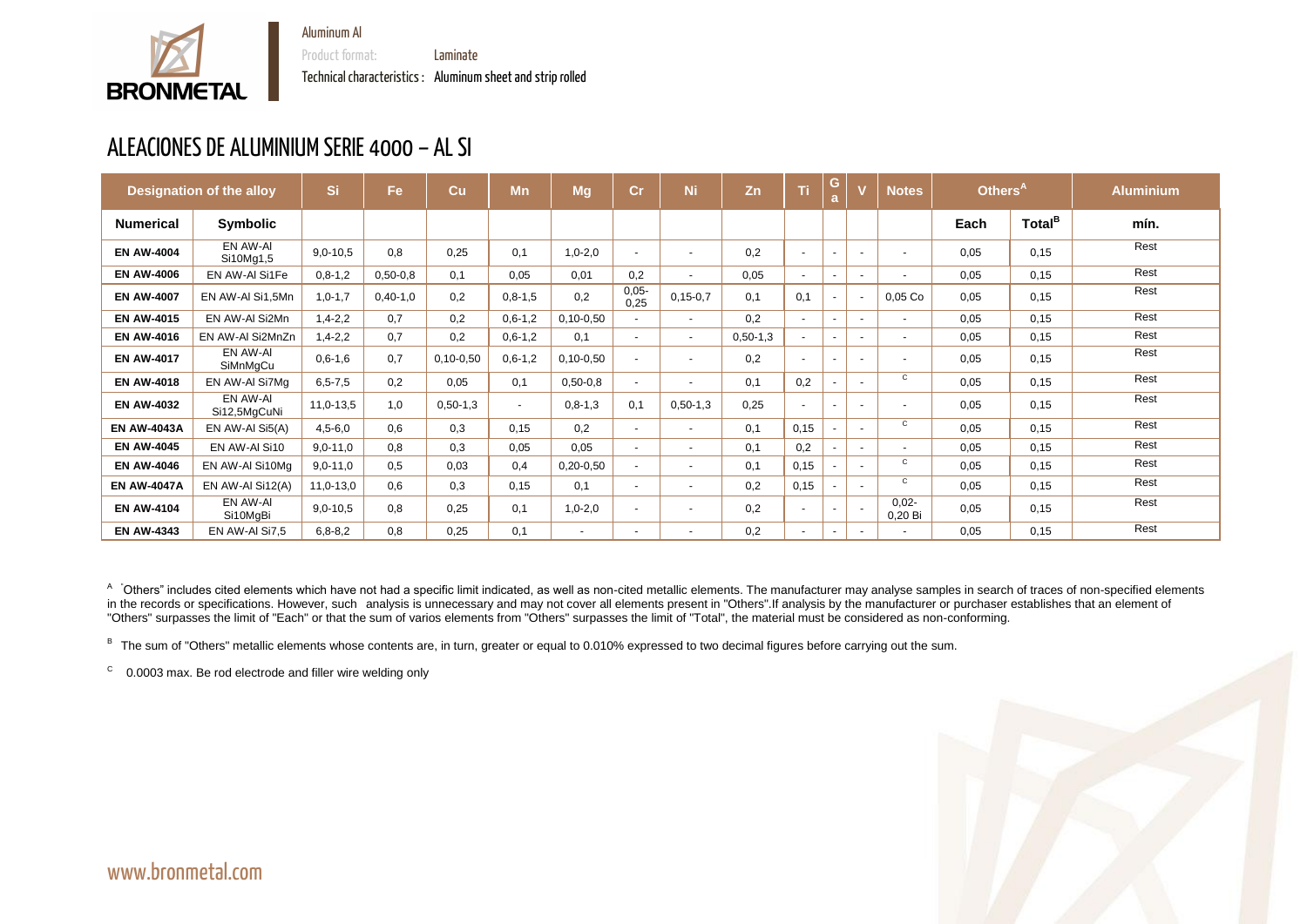Aluminum Al

Product format: Laminate

Technical characteristics : Aluminum sheet and strip rolled

# ALEACIONES DE ALUMINIUM SERIE 4000 – AL SI

| Designation of the alloy | | Si | Fe | Cu | Mn | Mg | Cr | Ni | Zn | Ti | Ga | V | Notes | Others[A] | | Aluminium |
|---|---|---|---|---|---|---|---|---|---|---|---|---|---|---|---|---|
| Numerical | Symbolic | | | | | | | | | | | | | Each | Total[B] | mín. |
| EN AW-4004 | EN AW-Al Si10Mg1,5 | 9,0-10,5 | 0,8 | 0,25 | 0,1 | 1,0-2,0 | - | - | 0,2 | - | - | - | - | 0,05 | 0,15 | Rest |
| EN AW-4006 | EN AW-Al Si1Fe | 0,8-1,2 | 0,50-0,8 | 0,1 | 0,05 | 0,01 | 0,2 | - | 0,05 | - | - | - | - | 0,05 | 0,15 | Rest |
| EN AW-4007 | EN AW-Al Si1,5Mn | 1,0-1,7 | 0,40-1,0 | 0,2 | 0,8-1,5 | 0,2 | 0,05-0,25 | 0,15-0,7 | 0,1 | 0,1 | - | - | 0,05 Co | 0,05 | 0,15 | Rest |
| EN AW-4015 | EN AW-Al Si2Mn | 1,4-2,2 | 0,7 | 0,2 | 0,6-1,2 | 0,10-0,50 | - | - | 0,2 | - | - | - | - | 0,05 | 0,15 | Rest |
| EN AW-4016 | EN AW-Al Si2MnZn | 1,4-2,2 | 0,7 | 0,2 | 0,6-1,2 | 0,1 | - | - | 0,50-1,3 | - | - | - | - | 0,05 | 0,15 | Rest |
| EN AW-4017 | EN AW-Al SiMnMgCu | 0,6-1,6 | 0,7 | 0,10-0,50 | 0,6-1,2 | 0,10-0,50 | - | - | 0,2 | - | - | - | - | 0,05 | 0,15 | Rest |
| EN AW-4018 | EN AW-Al Si7Mg | 6,5-7,5 | 0,2 | 0,05 | 0,1 | 0,50-0,8 | - | - | 0,1 | 0,2 | - | - | C | 0,05 | 0,15 | Rest |
| EN AW-4032 | EN AW-Al Si12,5MgCuNi | 11,0-13,5 | 1,0 | 0,50-1,3 | - | 0,8-1,3 | 0,1 | 0,50-1,3 | 0,25 | - | - | - | - | 0,05 | 0,15 | Rest |
| EN AW-4043A | EN AW-Al Si5(A) | 4,5-6,0 | 0,6 | 0,3 | 0,15 | 0,2 | - | - | 0,1 | 0,15 | - | - | C | 0,05 | 0,15 | Rest |
| EN AW-4045 | EN AW-Al Si10 | 9,0-11,0 | 0,8 | 0,3 | 0,05 | 0,05 | - | - | 0,1 | 0,2 | - | - | - | 0,05 | 0,15 | Rest |
| EN AW-4046 | EN AW-Al Si10Mg | 9,0-11,0 | 0,5 | 0,03 | 0,4 | 0,20-0,50 | - | - | 0,1 | 0,15 | - | - | C | 0,05 | 0,15 | Rest |
| EN AW-4047A | EN AW-Al Si12(A) | 11,0-13,0 | 0,6 | 0,3 | 0,15 | 0,1 | - | - | 0,2 | 0,15 | - | - | C | 0,05 | 0,15 | Rest |
| EN AW-4104 | EN AW-Al Si10MgBi | 9,0-10,5 | 0,8 | 0,25 | 0,1 | 1,0-2,0 | - | - | 0,2 | - | - | - | 0,02-0,20 Bi | 0,05 | 0,15 | Rest |
| EN AW-4343 | EN AW-Al Si7,5 | 6,8-8,2 | 0,8 | 0,25 | 0,1 | - | - | - | 0,2 | - | - | - | - | 0,05 | 0,15 | Rest |

[A] "Others" includes cited elements which have not had a specific limit indicated, as well as non-cited metallic elements. The manufacturer may analyse samples in search of traces of non-specified elements in the records or specifications. However, such analysis is unnecessary and may not cover all elements present in "Others".If analysis by the manufacturer or purchaser establishes that an element of "Others" surpasses the limit of "Each" or that the sum of varios elements from "Others" surpasses the limit of "Total", the material must be considered as non-conforming.

[B] The sum of "Others" metallic elements whose contents are, in turn, greater or equal to 0.010% expressed to two decimal figures before carrying out the sum.

[C] 0.0003 max. Be rod electrode and filler wire welding only

www.bronmetal.com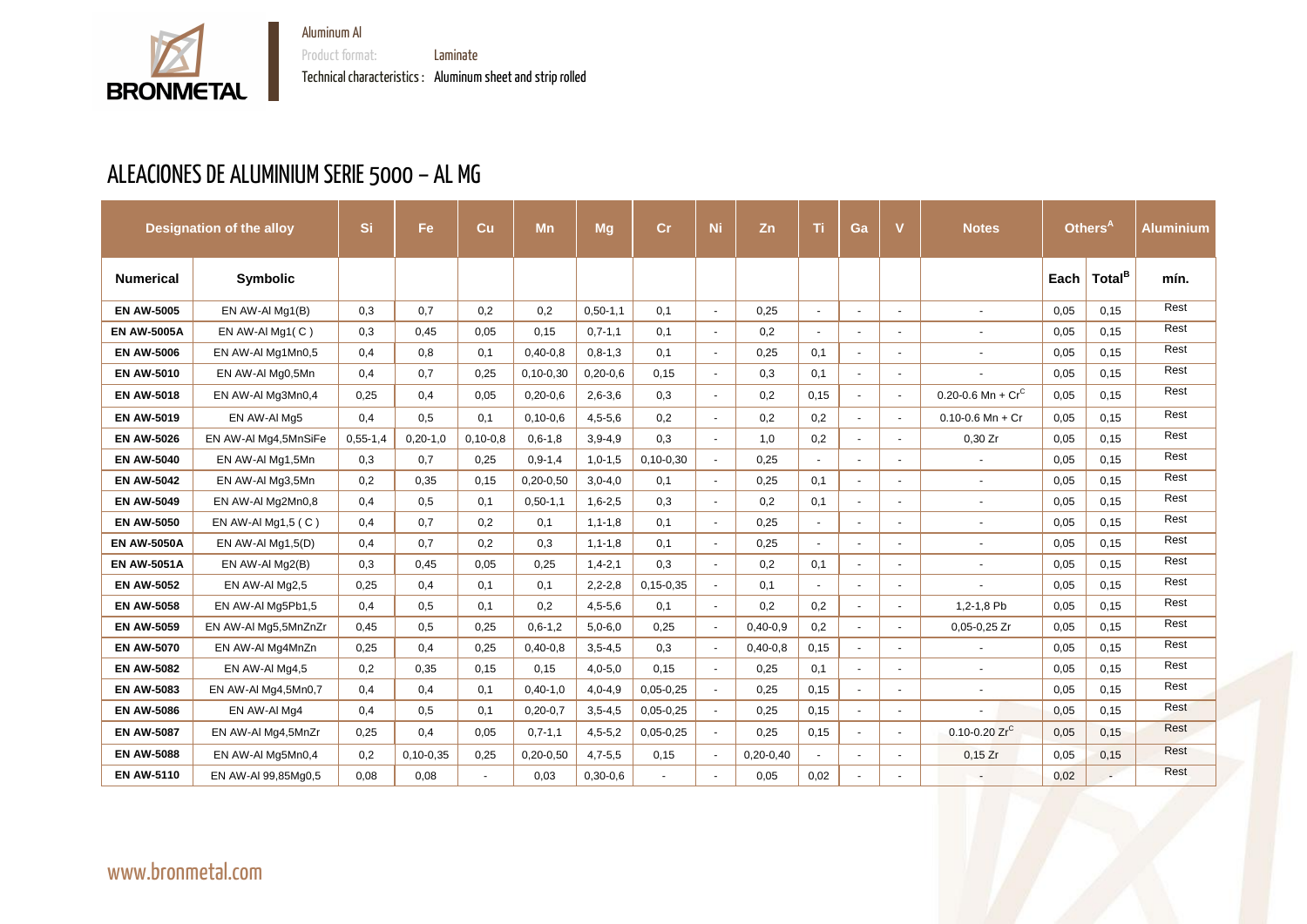Aluminum Al

Product format: Laminate

Technical characteristics : Aluminum sheet and strip rolled

# ALEACIONES DE ALUMINIUM SERIE 5000 – AL MG

| Designation of the alloy | | Si | Fe | Cu | Mn | Mg | Cr | Ni | Zn | Ti | Ga | V | Notes | Others[A] | | Aluminium |
|---|---|---|---|---|---|---|---|---|---|---|---|---|---|---|---|---|
| Numerical | Symbolic | | | | | | | | | | | | | Each | Total[B] | mín. |
| EN AW-5005 | EN AW-Al Mg1(B) | 0,3 | 0,7 | 0,2 | 0,2 | 0,50-1,1 | 0,1 | - | 0,25 | - | - | - | - | 0,05 | 0,15 | Rest |
| EN AW-5005A | EN AW-Al Mg1( C ) | 0,3 | 0,45 | 0,05 | 0,15 | 0,7-1,1 | 0,1 | - | 0,2 | - | - | - | - | 0,05 | 0,15 | Rest |
| EN AW-5006 | EN AW-Al Mg1Mn0,5 | 0,4 | 0,8 | 0,1 | 0,40-0,8 | 0,8-1,3 | 0,1 | - | 0,25 | 0,1 | - | - | - | 0,05 | 0,15 | Rest |
| EN AW-5010 | EN AW-Al Mg0,5Mn | 0,4 | 0,7 | 0,25 | 0,10-0,30 | 0,20-0,6 | 0,15 | - | 0,3 | 0,1 | - | - | - | 0,05 | 0,15 | Rest |
| EN AW-5018 | EN AW-Al Mg3Mn0,4 | 0,25 | 0,4 | 0,05 | 0,20-0,6 | 2,6-3,6 | 0,3 | - | 0,2 | 0,15 | - | - | 0.20-0.6 Mn + Cr[C] | 0,05 | 0,15 | Rest |
| EN AW-5019 | EN AW-Al Mg5 | 0,4 | 0,5 | 0,1 | 0,10-0,6 | 4,5-5,6 | 0,2 | - | 0,2 | 0,2 | - | - | 0.10-0.6 Mn + Cr | 0,05 | 0,15 | Rest |
| EN AW-5026 | EN AW-Al Mg4,5MnSiFe | 0,55-1,4 | 0,20-1,0 | 0,10-0,8 | 0,6-1,8 | 3,9-4,9 | 0,3 | - | 1,0 | 0,2 | - | - | 0,30 Zr | 0,05 | 0,15 | Rest |
| EN AW-5040 | EN AW-Al Mg1,5Mn | 0,3 | 0,7 | 0,25 | 0,9-1,4 | 1,0-1,5 | 0,10-0,30 | - | 0,25 | - | - | - | - | 0,05 | 0,15 | Rest |
| EN AW-5042 | EN AW-Al Mg3,5Mn | 0,2 | 0,35 | 0,15 | 0,20-0,50 | 3,0-4,0 | 0,1 | - | 0,25 | 0,1 | - | - | - | 0,05 | 0,15 | Rest |
| EN AW-5049 | EN AW-Al Mg2Mn0,8 | 0,4 | 0,5 | 0,1 | 0,50-1,1 | 1,6-2,5 | 0,3 | - | 0,2 | 0,1 | - | - | - | 0,05 | 0,15 | Rest |
| EN AW-5050 | EN AW-Al Mg1,5 ( C ) | 0,4 | 0,7 | 0,2 | 0,1 | 1,1-1,8 | 0,1 | - | 0,25 | - | - | - | - | 0,05 | 0,15 | Rest |
| EN AW-5050A | EN AW-Al Mg1,5(D) | 0,4 | 0,7 | 0,2 | 0,3 | 1,1-1,8 | 0,1 | - | 0,25 | - | - | - | - | 0,05 | 0,15 | Rest |
| EN AW-5051A | EN AW-Al Mg2(B) | 0,3 | 0,45 | 0,05 | 0,25 | 1,4-2,1 | 0,3 | - | 0,2 | 0,1 | - | - | - | 0,05 | 0,15 | Rest |
| EN AW-5052 | EN AW-Al Mg2,5 | 0,25 | 0,4 | 0,1 | 0,1 | 2,2-2,8 | 0,15-0,35 | - | 0,1 | - | - | - | - | 0,05 | 0,15 | Rest |
| EN AW-5058 | EN AW-Al Mg5Pb1,5 | 0,4 | 0,5 | 0,1 | 0,2 | 4,5-5,6 | 0,1 | - | 0,2 | 0,2 | - | - | 1,2-1,8 Pb | 0,05 | 0,15 | Rest |
| EN AW-5059 | EN AW-Al Mg5,5MnZnZr | 0,45 | 0,5 | 0,25 | 0,6-1,2 | 5,0-6,0 | 0,25 | - | 0,40-0,9 | 0,2 | - | - | 0,05-0,25 Zr | 0,05 | 0,15 | Rest |
| EN AW-5070 | EN AW-Al Mg4MnZn | 0,25 | 0,4 | 0,25 | 0,40-0,8 | 3,5-4,5 | 0,3 | - | 0,40-0,8 | 0,15 | - | - | - | 0,05 | 0,15 | Rest |
| EN AW-5082 | EN AW-Al Mg4,5 | 0,2 | 0,35 | 0,15 | 0,15 | 4,0-5,0 | 0,15 | - | 0,25 | 0,1 | - | - | - | 0,05 | 0,15 | Rest |
| EN AW-5083 | EN AW-Al Mg4,5Mn0,7 | 0,4 | 0,4 | 0,1 | 0,40-1,0 | 4,0-4,9 | 0,05-0,25 | - | 0,25 | 0,15 | - | - | - | 0,05 | 0,15 | Rest |
| EN AW-5086 | EN AW-Al Mg4 | 0,4 | 0,5 | 0,1 | 0,20-0,7 | 3,5-4,5 | 0,05-0,25 | - | 0,25 | 0,15 | - | - | - | 0,05 | 0,15 | Rest |
| EN AW-5087 | EN AW-Al Mg4,5MnZr | 0,25 | 0,4 | 0,05 | 0,7-1,1 | 4,5-5,2 | 0,05-0,25 | - | 0,25 | 0,15 | - | - | 0.10-0.20 Zr[C] | 0,05 | 0,15 | Rest |
| EN AW-5088 | EN AW-Al Mg5Mn0,4 | 0,2 | 0,10-0,35 | 0,25 | 0,20-0,50 | 4,7-5,5 | 0,15 | - | 0,20-0,40 | - | - | - | 0,15 Zr | 0,05 | 0,15 | Rest |
| EN AW-5110 | EN AW-Al 99,85Mg0,5 | 0,08 | 0,08 | - | 0,03 | 0,30-0,6 | - | - | 0,05 | 0,02 | - | - | - | 0,02 | - | Rest |

www.bronmetal.com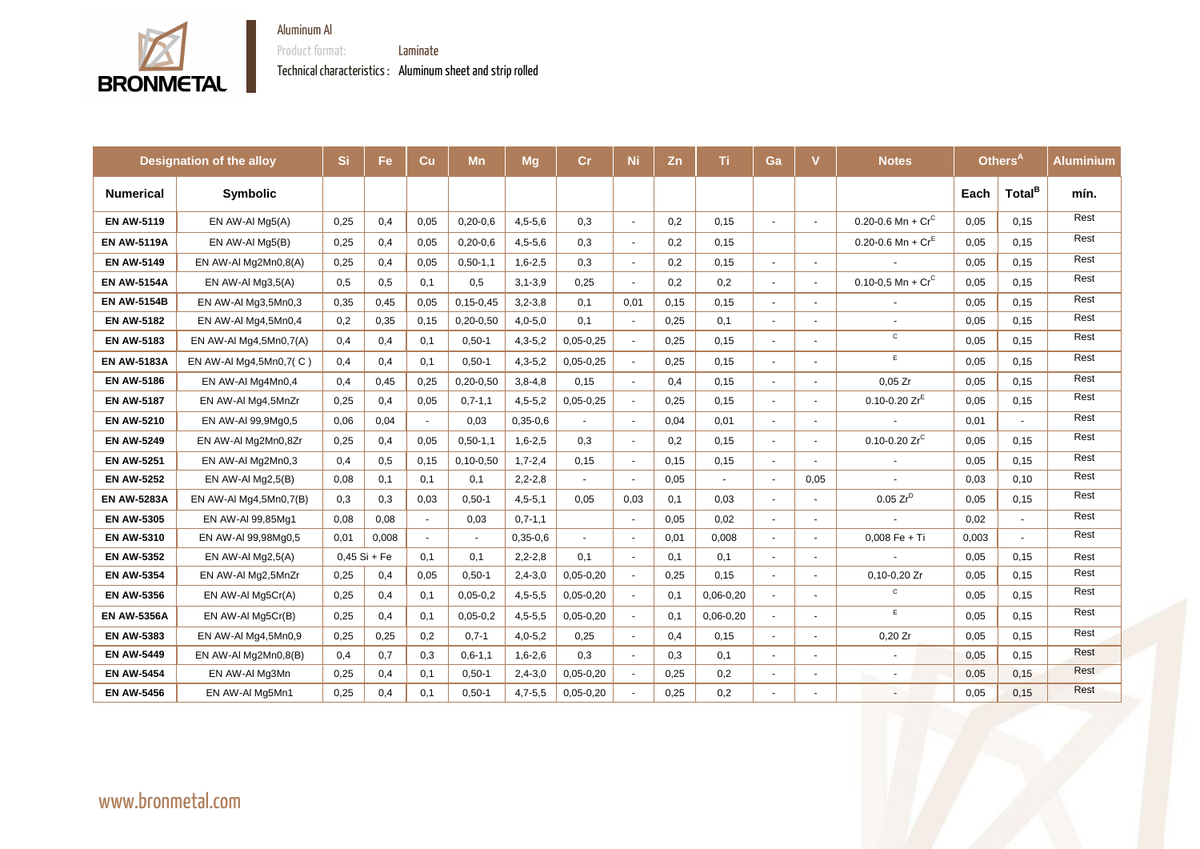Aluminum Al

Product format: Laminate

Technical characteristics : Aluminum sheet and strip rolled

| Designation of the alloy | | Si | Fe | Cu | Mn | Mg | Cr | Ni | Zn | Ti | Ga | V | Notes | Others[A] | | Aluminium |
|---|---|---|---|---|---|---|---|---|---|---|---|---|---|---|---|---|
| **Numerical** | **Symbolic** | | | | | | | | | | | | | **Each** | **Total[B]** | **mín.** |
| **EN AW-5119** | EN AW-Al Mg5(A) | 0,25 | 0,4 | 0,05 | 0,20-0,6 | 4,5-5,6 | 0,3 | - | 0,2 | 0,15 | - | - | 0.20-0.6 Mn + Cr[C] | 0,05 | 0,15 | Rest |
| **EN AW-5119A** | EN AW-Al Mg5(B) | 0,25 | 0,4 | 0,05 | 0,20-0,6 | 4,5-5,6 | 0,3 | - | 0,2 | 0,15 | | | 0.20-0.6 Mn + Cr[E] | 0,05 | 0,15 | Rest |
| **EN AW-5149** | EN AW-Al Mg2Mn0,8(A) | 0,25 | 0,4 | 0,05 | 0,50-1,1 | 1,6-2,5 | 0,3 | - | 0,2 | 0,15 | - | - | - | 0,05 | 0,15 | Rest |
| **EN AW-5154A** | EN AW-Al Mg3,5(A) | 0,5 | 0,5 | 0,1 | 0,5 | 3,1-3,9 | 0,25 | - | 0,2 | 0,2 | - | - | 0.10-0,5 Mn + Cr[C] | 0,05 | 0,15 | Rest |
| **EN AW-5154B** | EN AW-Al Mg3,5Mn0,3 | 0,35 | 0,45 | 0,05 | 0,15-0,45 | 3,2-3,8 | 0,1 | 0,01 | 0,15 | 0,15 | - | - | - | 0,05 | 0,15 | Rest |
| **EN AW-5182** | EN AW-Al Mg4,5Mn0,4 | 0,2 | 0,35 | 0,15 | 0,20-0,50 | 4,0-5,0 | 0,1 | - | 0,25 | 0,1 | - | - | - | 0,05 | 0,15 | Rest |
| **EN AW-5183** | EN AW-Al Mg4,5Mn0,7(A) | 0,4 | 0,4 | 0,1 | 0,50-1 | 4,3-5,2 | 0,05-0,25 | - | 0,25 | 0,15 | - | - | C | 0,05 | 0,15 | Rest |
| **EN AW-5183A** | EN AW-Al Mg4,5Mn0,7( C ) | 0,4 | 0,4 | 0,1 | 0,50-1 | 4,3-5,2 | 0,05-0,25 | - | 0,25 | 0,15 | - | - | E | 0,05 | 0,15 | Rest |
| **EN AW-5186** | EN AW-Al Mg4Mn0,4 | 0,4 | 0,45 | 0,25 | 0,20-0,50 | 3,8-4,8 | 0,15 | - | 0,4 | 0,15 | - | - | 0,05 Zr | 0,05 | 0,15 | Rest |
| **EN AW-5187** | EN AW-Al Mg4,5MnZr | 0,25 | 0,4 | 0,05 | 0,7-1,1 | 4,5-5,2 | 0,05-0,25 | - | 0,25 | 0,15 | - | - | 0.10-0.20 Zr[E] | 0,05 | 0,15 | Rest |
| **EN AW-5210** | EN AW-Al 99,9Mg0,5 | 0,06 | 0,04 | - | 0,03 | 0,35-0,6 | - | - | 0,04 | 0,01 | - | - | - | 0,01 | - | Rest |
| **EN AW-5249** | EN AW-Al Mg2Mn0,8Zr | 0,25 | 0,4 | 0,05 | 0,50-1,1 | 1,6-2,5 | 0,3 | - | 0,2 | 0,15 | - | - | 0.10-0.20 Zr[C] | 0,05 | 0,15 | Rest |
| **EN AW-5251** | EN AW-Al Mg2Mn0,3 | 0,4 | 0,5 | 0,15 | 0,10-0,50 | 1,7-2,4 | 0,15 | - | 0,15 | 0,15 | - | - | - | 0,05 | 0,15 | Rest |
| **EN AW-5252** | EN AW-Al Mg2,5(B) | 0,08 | 0,1 | 0,1 | 0,1 | 2,2-2,8 | - | - | 0,05 | - | - | 0,05 | - | 0,03 | 0,10 | Rest |
| **EN AW-5283A** | EN AW-Al Mg4,5Mn0,7(B) | 0,3 | 0,3 | 0,03 | 0,50-1 | 4,5-5,1 | 0,05 | 0,03 | 0,1 | 0,03 | - | - | 0.05 Zr[D] | 0,05 | 0,15 | Rest |
| **EN AW-5305** | EN AW-Al 99,85Mg1 | 0,08 | 0,08 | - | 0,03 | 0,7-1,1 | | - | 0,05 | 0,02 | - | - | - | 0,02 | - | Rest |
| **EN AW-5310** | EN AW-Al 99,98Mg0,5 | 0,01 | 0,008 | - | - | 0,35-0,6 | - | - | 0,01 | 0,008 | - | - | 0,008 Fe + Ti | 0,003 | - | Rest |
| **EN AW-5352** | EN AW-Al Mg2,5(A) | 0,45 Si + Fe | | 0,1 | 0,1 | 2,2-2,8 | 0,1 | - | 0,1 | 0,1 | - | - | - | 0,05 | 0,15 | Rest |
| **EN AW-5354** | EN AW-Al Mg2,5MnZr | 0,25 | 0,4 | 0,05 | 0,50-1 | 2,4-3,0 | 0,05-0,20 | - | 0,25 | 0,15 | - | - | 0,10-0,20 Zr | 0,05 | 0,15 | Rest |
| **EN AW-5356** | EN AW-Al Mg5Cr(A) | 0,25 | 0,4 | 0,1 | 0,05-0,2 | 4,5-5,5 | 0,05-0,20 | - | 0,1 | 0,06-0,20 | - | - | C | 0,05 | 0,15 | Rest |
| **EN AW-5356A** | EN AW-Al Mg5Cr(B) | 0,25 | 0,4 | 0,1 | 0,05-0,2 | 4,5-5,5 | 0,05-0,20 | - | 0,1 | 0,06-0,20 | - | - | E | 0,05 | 0,15 | Rest |
| **EN AW-5383** | EN AW-Al Mg4,5Mn0,9 | 0,25 | 0,25 | 0,2 | 0,7-1 | 4,0-5,2 | 0,25 | - | 0,4 | 0,15 | - | - | 0,20 Zr | 0,05 | 0,15 | Rest |
| **EN AW-5449** | EN AW-Al Mg2Mn0,8(B) | 0,4 | 0,7 | 0,3 | 0,6-1,1 | 1,6-2,6 | 0,3 | - | 0,3 | 0,1 | - | - | - | 0,05 | 0,15 | Rest |
| **EN AW-5454** | EN AW-Al Mg3Mn | 0,25 | 0,4 | 0,1 | 0,50-1 | 2,4-3,0 | 0,05-0,20 | - | 0,25 | 0,2 | - | - | - | 0,05 | 0,15 | Rest |
| **EN AW-5456** | EN AW-Al Mg5Mn1 | 0,25 | 0,4 | 0,1 | 0,50-1 | 4,7-5,5 | 0,05-0,20 | - | 0,25 | 0,2 | - | - | - | 0,05 | 0,15 | Rest |

www.bronmetal.com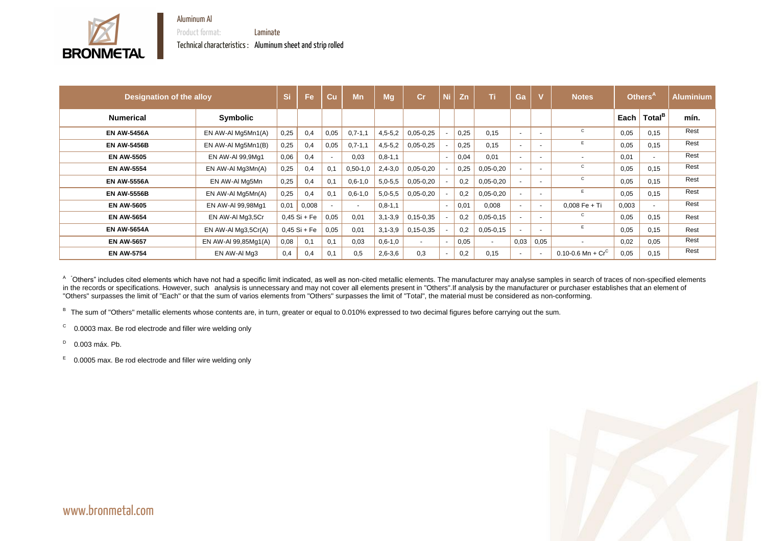Aluminum Al

Product format: Laminate

Technical characteristics : Aluminum sheet and strip rolled

| Designation of the alloy | | Si | Fe | Cu | Mn | Mg | Cr | Ni | Zn | Ti | Ga | V | Notes | Others[A] | | Aluminium |
|---|---|---|---|---|---|---|---|---|---|---|---|---|---|---|---|---|
| Numerical | Symbolic | | | | | | | | | | | | | Each | Total[B] | mín. |
| EN AW-5456A | EN AW-Al Mg5Mn1(A) | 0,25 | 0,4 | 0,05 | 0,7-1,1 | 4,5-5,2 | 0,05-0,25 | - | 0,25 | 0,15 | - | - | C | 0,05 | 0,15 | Rest |
| EN AW-5456B | EN AW-Al Mg5Mn1(B) | 0,25 | 0,4 | 0,05 | 0,7-1,1 | 4,5-5,2 | 0,05-0,25 | - | 0,25 | 0,15 | - | - | E | 0,05 | 0,15 | Rest |
| EN AW-5505 | EN AW-Al 99,9Mg1 | 0,06 | 0,4 | - | 0,03 | 0,8-1,1 | | - | 0,04 | 0,01 | - | - | - | 0,01 | - | Rest |
| EN AW-5554 | EN AW-Al Mg3Mn(A) | 0,25 | 0,4 | 0,1 | 0,50-1,0 | 2,4-3,0 | 0,05-0,20 | - | 0,25 | 0,05-0,20 | - | - | C | 0,05 | 0,15 | Rest |
| EN AW-5556A | EN AW-Al Mg5Mn | 0,25 | 0,4 | 0,1 | 0,6-1,0 | 5,0-5,5 | 0,05-0,20 | - | 0,2 | 0,05-0,20 | - | - | C | 0,05 | 0,15 | Rest |
| EN AW-5556B | EN AW-Al Mg5Mn(A) | 0,25 | 0,4 | 0,1 | 0,6-1,0 | 5,0-5,5 | 0,05-0,20 | - | 0,2 | 0,05-0,20 | - | - | E | 0,05 | 0,15 | Rest |
| EN AW-5605 | EN AW-Al 99,98Mg1 | 0,01 | 0,008 | - | - | 0,8-1,1 | | - | 0,01 | 0,008 | - | - | 0,008 Fe + Ti | 0,003 | - | Rest |
| EN AW-5654 | EN AW-Al Mg3,5Cr | 0,45 Si + Fe | | 0,05 | 0,01 | 3,1-3,9 | 0,15-0,35 | - | 0,2 | 0,05-0,15 | - | - | C | 0,05 | 0,15 | Rest |
| EN AW-5654A | EN AW-Al Mg3,5Cr(A) | 0,45 Si + Fe | | 0,05 | 0,01 | 3,1-3,9 | 0,15-0,35 | - | 0,2 | 0,05-0,15 | - | - | E | 0,05 | 0,15 | Rest |
| EN AW-5657 | EN AW-Al 99,85Mg1(A) | 0,08 | 0,1 | 0,1 | 0,03 | 0,6-1,0 | - | - | 0,05 | - | 0,03 | 0,05 | - | 0,02 | 0,05 | Rest |
| EN AW-5754 | EN AW-Al Mg3 | 0,4 | 0,4 | 0,1 | 0,5 | 2,6-3,6 | 0,3 | - | 0,2 | 0,15 | - | - | 0.10-0.6 Mn + Cr[C] | 0,05 | 0,15 | Rest |

[A] "Others" includes cited elements which have not had a specific limit indicated, as well as non-cited metallic elements. The manufacturer may analyse samples in search of traces of non-specified elements in the records or specifications. However, such analysis is unnecessary and may not cover all elements present in "Others".If analysis by the manufacturer or purchaser establishes that an element of "Others" surpasses the limit of "Each" or that the sum of varios elements from "Others" surpasses the limit of "Total", the material must be considered as non-conforming.

[B] The sum of "Others" metallic elements whose contents are, in turn, greater or equal to 0.010% expressed to two decimal figures before carrying out the sum.

[C] 0.0003 max. Be rod electrode and filler wire welding only

[D] 0.003 máx. Pb.

[E] 0.0005 max. Be rod electrode and filler wire welding only

www.bronmetal.com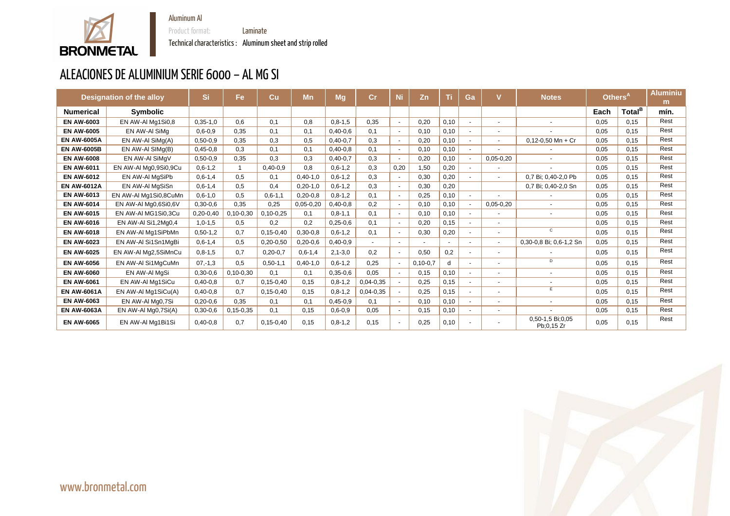Aluminum Al

Product format: Laminate

Technical characteristics : Aluminum sheet and strip rolled

# ALEACIONES DE ALUMINIUM SERIE 6000 – AL MG SI

| Designation of the alloy | | Si | Fe | Cu | Mn | Mg | Cr | Ni | Zn | Ti | Ga | V | Notes | Others[A] | | Aluminium |
|---|---|---|---|---|---|---|---|---|---|---|---|---|---|---|---|---|
| **Numerical** | **Symbolic** | | | | | | | | | | | | | **Each** | **Total[B]** | **mín.** |
| **EN AW-6003** | EN AW-Al Mg1Si0,8 | 0,35-1,0 | 0,6 | 0,1 | 0,8 | 0,8-1,5 | 0,35 | - | 0,20 | 0,10 | - | - | - | 0,05 | 0,15 | Rest |
| **EN AW-6005** | EN AW-Al SiMg | 0,6-0,9 | 0,35 | 0,1 | 0,1 | 0,40-0,6 | 0,1 | - | 0,10 | 0,10 | - | - | - | 0,05 | 0,15 | Rest |
| **EN AW-6005A** | EN AW-Al SiMg(A) | 0,50-0,9 | 0,35 | 0,3 | 0,5 | 0,40-0,7 | 0,3 | - | 0,20 | 0,10 | - | - | 0,12-0,50 Mn + Cr | 0,05 | 0,15 | Rest |
| **EN AW-6005B** | EN AW-Al SIMg(B) | 0,45-0,8 | 0,3 | 0,1 | 0,1 | 0,40-0,8 | 0,1 | - | 0,10 | 0,10 | - | - | - | 0,05 | 0,15 | Rest |
| **EN AW-6008** | EN AW-Al SiMgV | 0,50-0,9 | 0,35 | 0,3 | 0,3 | 0,40-0,7 | 0,3 | - | 0,20 | 0,10 | - | 0,05-0,20 | - | 0,05 | 0,15 | Rest |
| **EN AW-6011** | EN AW-Al Mg0,9Si0,9Cu | 0,6-1,2 | 1 | 0,40-0,9 | 0,8 | 0,6-1,2 | 0,3 | 0,20 | 1,50 | 0,20 | - | - | - | 0,05 | 0,15 | Rest |
| **EN AW-6012** | EN AW-Al MgSiPb | 0,6-1,4 | 0,5 | 0,1 | 0,40-1,0 | 0,6-1,2 | 0,3 | - | 0,30 | 0,20 | - | - | 0,7 Bi; 0,40-2,0 Pb | 0,05 | 0,15 | Rest |
| **EN AW-6012A** | EN AW-Al MgSiSn | 0,6-1,4 | 0,5 | 0,4 | 0,20-1,0 | 0,6-1,2 | 0,3 | - | 0,30 | 0,20 | | | 0,7 Bi; 0,40-2,0 Sn | 0,05 | 0,15 | Rest |
| **EN AW-6013** | EN AW-Al Mg1Si0,8CuMn | 0,6-1,0 | 0,5 | 0,6-1,1 | 0,20-0,8 | 0,8-1,2 | 0,1 | - | 0,25 | 0,10 | - | - | - | 0,05 | 0,15 | Rest |
| **EN AW-6014** | EN AW-Al Mg0,6Si0,6V | 0,30-0,6 | 0,35 | 0,25 | 0,05-0,20 | 0,40-0,8 | 0,2 | - | 0,10 | 0,10 | - | 0,05-0,20 | - | 0,05 | 0,15 | Rest |
| **EN AW-6015** | EN AW-Al MG1Si0,3Cu | 0,20-0,40 | 0,10-0,30 | 0,10-0,25 | 0,1 | 0,8-1,1 | 0,1 | - | 0,10 | 0,10 | - | - | - | 0,05 | 0,15 | Rest |
| **EN AW-6016** | EN AW-Al Si1,2Mg0,4 | 1,0-1,5 | 0,5 | 0,2 | 0,2 | 0,25-0,6 | 0,1 | - | 0,20 | 0,15 | - | - | | 0,05 | 0,15 | Rest |
| **EN AW-6018** | EN AW-Al Mg1SiPbMn | 0,50-1,2 | 0,7 | 0,15-0,40 | 0,30-0,8 | 0,6-1,2 | 0,1 | - | 0,30 | 0,20 | - | - | C | 0,05 | 0,15 | Rest |
| **EN AW-6023** | EN AW-Al Si1Sn1MgBi | 0,6-1,4 | 0,5 | 0,20-0,50 | 0,20-0,6 | 0,40-0,9 | - | - | - | - | - | - | 0,30-0,8 Bi; 0,6-1,2 Sn | 0,05 | 0,15 | Rest |
| **EN AW-6025** | EN AW-Al Mg2,5SiMnCu | 0,8-1,5 | 0,7 | 0,20-0,7 | 0,6-1,4 | 2,1-3,0 | 0,2 | - | 0,50 | 0,2 | - | - | - | 0,05 | 0,15 | Rest |
| **EN AW-6056** | EN AW-Al Si1MgCuMn | 07,-1,3 | 0,5 | 0,50-1,1 | 0,40-1,0 | 0,6-1,2 | 0,25 | - | 0,10-0,7 | d | - | - | D | 0,05 | 0,15 | Rest |
| **EN AW-6060** | EN AW-Al MgSi | 0,30-0,6 | 0,10-0,30 | 0,1 | 0,1 | 0,35-0,6 | 0,05 | - | 0,15 | 0,10 | - | - | - | 0,05 | 0,15 | Rest |
| **EN AW-6061** | EN AW-Al Mg1SiCu | 0,40-0,8 | 0,7 | 0,15-0,40 | 0,15 | 0,8-1,2 | 0,04-0,35 | - | 0,25 | 0,15 | - | - | - | 0,05 | 0,15 | Rest |
| **EN AW-6061A** | EN AW-Al Mg1SiCu(A) | 0,40-0,8 | 0,7 | 0,15-0,40 | 0,15 | 0,8-1,2 | 0,04-0,35 | - | 0,25 | 0,15 | - | - | E | 0,05 | 0,15 | Rest |
| **EN AW-6063** | EN AW-Al Mg0,7Si | 0,20-0,6 | 0,35 | 0,1 | 0,1 | 0,45-0,9 | 0,1 | - | 0,10 | 0,10 | - | - | - | 0,05 | 0,15 | Rest |
| **EN AW-6063A** | EN AW-Al Mg0,7Si(A) | 0,30-0,6 | 0,15-0,35 | 0,1 | 0,15 | 0,6-0,9 | 0,05 | - | 0,15 | 0,10 | - | - | - | 0,05 | 0,15 | Rest |
| **EN AW-6065** | EN AW-Al Mg1Bi1Si | 0,40-0,8 | 0,7 | 0,15-0,40 | 0,15 | 0,8-1,2 | 0,15 | - | 0,25 | 0,10 | - | - | 0,50-1,5 Bi;0,05 Pb;0,15 Zr | 0,05 | 0,15 | Rest |

www.bronmetal.com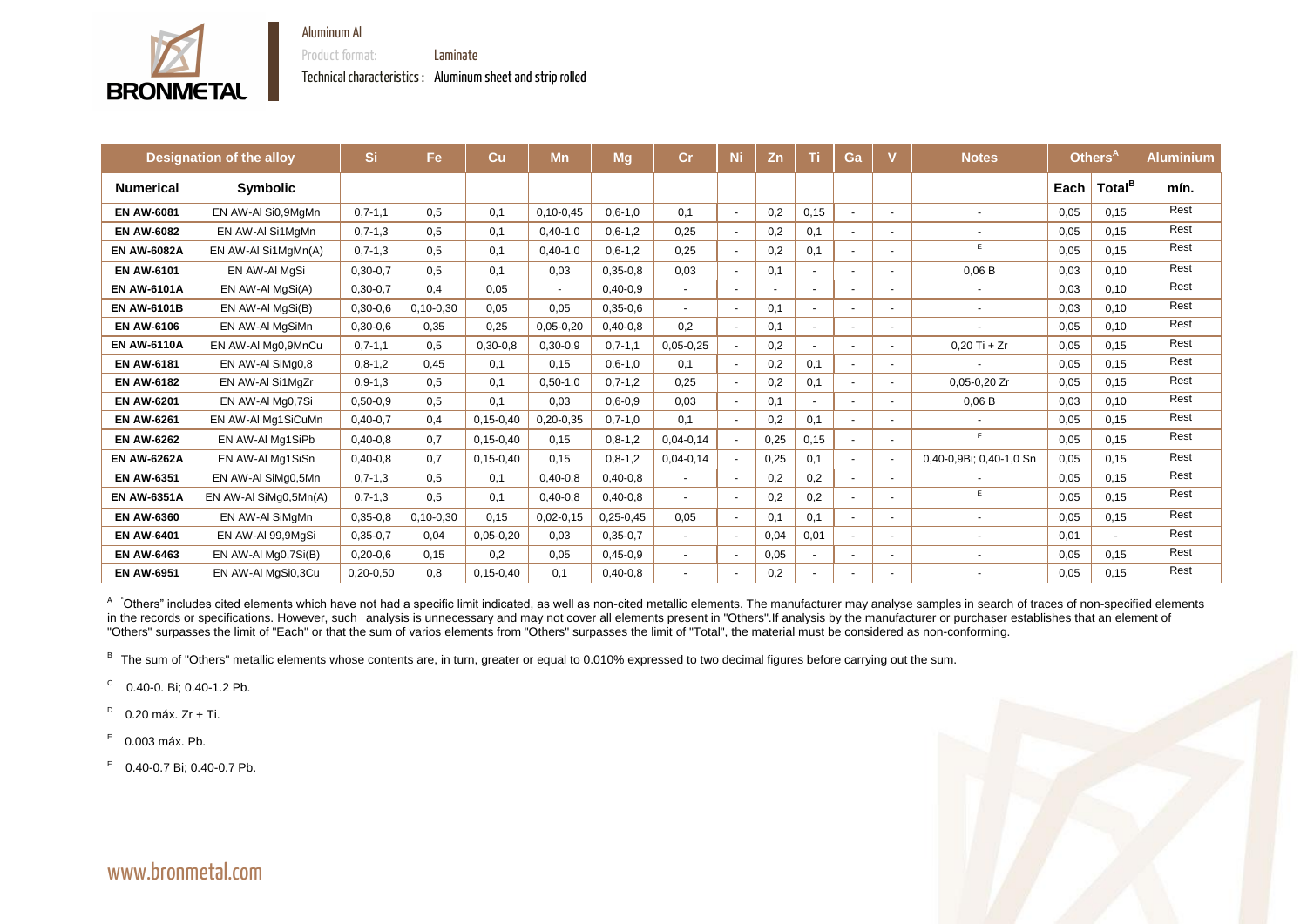Aluminum Al

Product format: Laminate

Technical characteristics : Aluminum sheet and strip rolled

| Designation of the alloy | | Si | Fe | Cu | Mn | Mg | Cr | Ni | Zn | Ti | Ga | V | Notes | Others[A] | | Aluminium |
|---|---|---|---|---|---|---|---|---|---|---|---|---|---|---|---|---|
| **Numerical** | **Symbolic** | | | | | | | | | | | | | **Each** | **Total[B]** | **mín.** |
| **EN AW-6081** | EN AW-Al Si0,9MgMn | 0,7-1,1 | 0,5 | 0,1 | 0,10-0,45 | 0,6-1,0 | 0,1 | - | 0,2 | 0,15 | - | - | - | 0,05 | 0,15 | Rest |
| **EN AW-6082** | EN AW-Al Si1MgMn | 0,7-1,3 | 0,5 | 0,1 | 0,40-1,0 | 0,6-1,2 | 0,25 | - | 0,2 | 0,1 | - | - | - | 0,05 | 0,15 | Rest |
| **EN AW-6082A** | EN AW-Al Si1MgMn(A) | 0,7-1,3 | 0,5 | 0,1 | 0,40-1,0 | 0,6-1,2 | 0,25 | - | 0,2 | 0,1 | - | - | E | 0,05 | 0,15 | Rest |
| **EN AW-6101** | EN AW-Al MgSi | 0,30-0,7 | 0,5 | 0,1 | 0,03 | 0,35-0,8 | 0,03 | - | 0,1 | - | - | - | 0,06 B | 0,03 | 0,10 | Rest |
| **EN AW-6101A** | EN AW-Al MgSi(A) | 0,30-0,7 | 0,4 | 0,05 | - | 0,40-0,9 | - | - | - | - | - | - | - | 0,03 | 0,10 | Rest |
| **EN AW-6101B** | EN AW-Al MgSi(B) | 0,30-0,6 | 0,10-0,30 | 0,05 | 0,05 | 0,35-0,6 | - | - | 0,1 | - | - | - | - | 0,03 | 0,10 | Rest |
| **EN AW-6106** | EN AW-Al MgSiMn | 0,30-0,6 | 0,35 | 0,25 | 0,05-0,20 | 0,40-0,8 | 0,2 | - | 0,1 | - | - | - | - | 0,05 | 0,10 | Rest |
| **EN AW-6110A** | EN AW-Al Mg0,9MnCu | 0,7-1,1 | 0,5 | 0,30-0,8 | 0,30-0,9 | 0,7-1,1 | 0,05-0,25 | - | 0,2 | - | - | - | 0,20 Ti + Zr | 0,05 | 0,15 | Rest |
| **EN AW-6181** | EN AW-Al SiMg0,8 | 0,8-1,2 | 0,45 | 0,1 | 0,15 | 0,6-1,0 | 0,1 | - | 0,2 | 0,1 | - | - | - | 0,05 | 0,15 | Rest |
| **EN AW-6182** | EN AW-Al Si1MgZr | 0,9-1,3 | 0,5 | 0,1 | 0,50-1,0 | 0,7-1,2 | 0,25 | - | 0,2 | 0,1 | - | - | 0,05-0,20 Zr | 0,05 | 0,15 | Rest |
| **EN AW-6201** | EN AW-Al Mg0,7Si | 0,50-0,9 | 0,5 | 0,1 | 0,03 | 0,6-0,9 | 0,03 | - | 0,1 | - | - | - | 0,06 B | 0,03 | 0,10 | Rest |
| **EN AW-6261** | EN AW-Al Mg1SiCuMn | 0,40-0,7 | 0,4 | 0,15-0,40 | 0,20-0,35 | 0,7-1,0 | 0,1 | - | 0,2 | 0,1 | - | - | - | 0,05 | 0,15 | Rest |
| **EN AW-6262** | EN AW-Al Mg1SiPb | 0,40-0,8 | 0,7 | 0,15-0,40 | 0,15 | 0,8-1,2 | 0,04-0,14 | - | 0,25 | 0,15 | - | - | F | 0,05 | 0,15 | Rest |
| **EN AW-6262A** | EN AW-Al Mg1SiSn | 0,40-0,8 | 0,7 | 0,15-0,40 | 0,15 | 0,8-1,2 | 0,04-0,14 | - | 0,25 | 0,1 | - | - | 0,40-0,9Bi; 0,40-1,0 Sn | 0,05 | 0,15 | Rest |
| **EN AW-6351** | EN AW-Al SiMg0,5Mn | 0,7-1,3 | 0,5 | 0,1 | 0,40-0,8 | 0,40-0,8 | - | - | 0,2 | 0,2 | - | - | - | 0,05 | 0,15 | Rest |
| **EN AW-6351A** | EN AW-Al SiMg0,5Mn(A) | 0,7-1,3 | 0,5 | 0,1 | 0,40-0,8 | 0,40-0,8 | - | - | 0,2 | 0,2 | - | - | E | 0,05 | 0,15 | Rest |
| **EN AW-6360** | EN AW-Al SiMgMn | 0,35-0,8 | 0,10-0,30 | 0,15 | 0,02-0,15 | 0,25-0,45 | 0,05 | - | 0,1 | 0,1 | - | - | - | 0,05 | 0,15 | Rest |
| **EN AW-6401** | EN AW-Al 99,9MgSi | 0,35-0,7 | 0,04 | 0,05-0,20 | 0,03 | 0,35-0,7 | - | - | 0,04 | 0,01 | - | - | - | 0,01 | - | Rest |
| **EN AW-6463** | EN AW-Al Mg0,7Si(B) | 0,20-0,6 | 0,15 | 0,2 | 0,05 | 0,45-0,9 | - | - | 0,05 | - | - | - | - | 0,05 | 0,15 | Rest |
| **EN AW-6951** | EN AW-Al MgSi0,3Cu | 0,20-0,50 | 0,8 | 0,15-0,40 | 0,1 | 0,40-0,8 | - | - | 0,2 | - | - | - | - | 0,05 | 0,15 | Rest |

[A] "Others" includes cited elements which have not had a specific limit indicated, as well as non-cited metallic elements. The manufacturer may analyse samples in search of traces of non-specified elements in the records or specifications. However, such analysis is unnecessary and may not cover all elements present in "Others".If analysis by the manufacturer or purchaser establishes that an element of "Others" surpasses the limit of "Each" or that the sum of varios elements from "Others" surpasses the limit of "Total", the material must be considered as non-conforming.

[B] The sum of "Others" metallic elements whose contents are, in turn, greater or equal to 0.010% expressed to two decimal figures before carrying out the sum.

[C] 0.40-0. Bi; 0.40-1.2 Pb.

[D] 0.20 máx. Zr + Ti.

[E] 0.003 máx. Pb.

[F] 0.40-0.7 Bi; 0.40-0.7 Pb.

www.bronmetal.com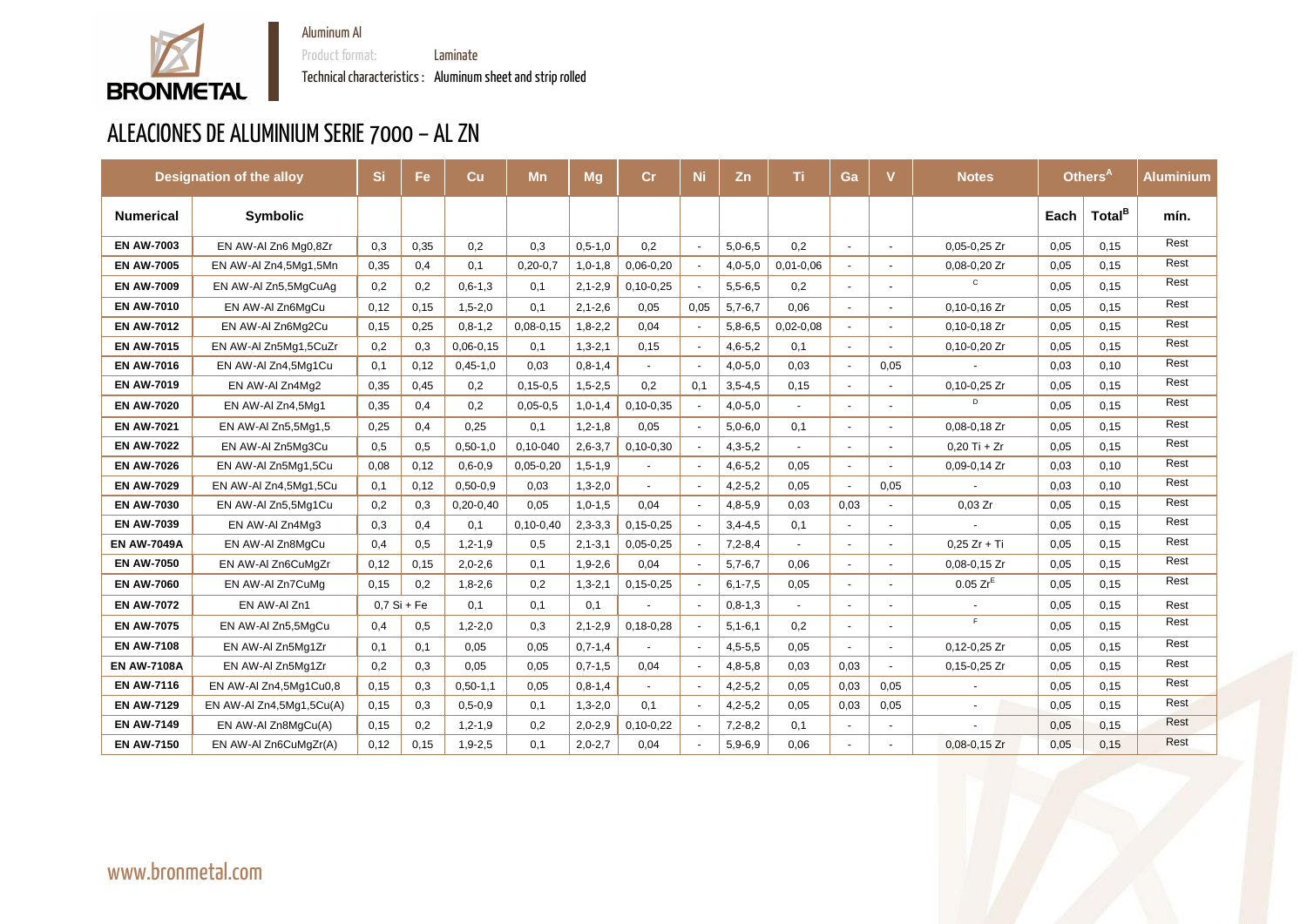Aluminum Al

Product format: Laminate

Technical characteristics : Aluminum sheet and strip rolled

# ALEACIONES DE ALUMINIUM SERIE 7000 – AL ZN

| Designation of the alloy | | Si | Fe | Cu | Mn | Mg | Cr | Ni | Zn | Ti | Ga | V | Notes | Others[A] | | Aluminium |
|---|---|---|---|---|---|---|---|---|---|---|---|---|---|---|---|---|
| **Numerical** | **Symbolic** | | | | | | | | | | | | | **Each** | **Total[B]** | **mín.** |
| **EN AW-7003** | EN AW-Al Zn6 Mg0,8Zr | 0,3 | 0,35 | 0,2 | 0,3 | 0,5-1,0 | 0,2 | - | 5,0-6,5 | 0,2 | - | - | 0,05-0,25 Zr | 0,05 | 0,15 | Rest |
| **EN AW-7005** | EN AW-Al Zn4,5Mg1,5Mn | 0,35 | 0,4 | 0,1 | 0,20-0,7 | 1,0-1,8 | 0,06-0,20 | - | 4,0-5,0 | 0,01-0,06 | - | - | 0,08-0,20 Zr | 0,05 | 0,15 | Rest |
| **EN AW-7009** | EN AW-Al Zn5,5MgCuAg | 0,2 | 0,2 | 0,6-1,3 | 0,1 | 2,1-2,9 | 0,10-0,25 | - | 5,5-6,5 | 0,2 | - | - | C | 0,05 | 0,15 | Rest |
| **EN AW-7010** | EN AW-Al Zn6MgCu | 0,12 | 0,15 | 1,5-2,0 | 0,1 | 2,1-2,6 | 0,05 | 0,05 | 5,7-6,7 | 0,06 | - | - | 0,10-0,16 Zr | 0,05 | 0,15 | Rest |
| **EN AW-7012** | EN AW-Al Zn6Mg2Cu | 0,15 | 0,25 | 0,8-1,2 | 0,08-0,15 | 1,8-2,2 | 0,04 | - | 5,8-6,5 | 0,02-0,08 | - | - | 0,10-0,18 Zr | 0,05 | 0,15 | Rest |
| **EN AW-7015** | EN AW-Al Zn5Mg1,5CuZr | 0,2 | 0,3 | 0,06-0,15 | 0,1 | 1,3-2,1 | 0,15 | - | 4,6-5,2 | 0,1 | - | - | 0,10-0,20 Zr | 0,05 | 0,15 | Rest |
| **EN AW-7016** | EN AW-Al Zn4,5Mg1Cu | 0,1 | 0,12 | 0,45-1,0 | 0,03 | 0,8-1,4 | - | - | 4,0-5,0 | 0,03 | - | 0,05 | - | 0,03 | 0,10 | Rest |
| **EN AW-7019** | EN AW-Al Zn4Mg2 | 0,35 | 0,45 | 0,2 | 0,15-0,5 | 1,5-2,5 | 0,2 | 0,1 | 3,5-4,5 | 0,15 | - | - | 0,10-0,25 Zr | 0,05 | 0,15 | Rest |
| **EN AW-7020** | EN AW-Al Zn4,5Mg1 | 0,35 | 0,4 | 0,2 | 0,05-0,5 | 1,0-1,4 | 0,10-0,35 | - | 4,0-5,0 | - | - | - | D | 0,05 | 0,15 | Rest |
| **EN AW-7021** | EN AW-Al Zn5,5Mg1,5 | 0,25 | 0,4 | 0,25 | 0,1 | 1,2-1,8 | 0,05 | - | 5,0-6,0 | 0,1 | - | - | 0,08-0,18 Zr | 0,05 | 0,15 | Rest |
| **EN AW-7022** | EN AW-Al Zn5Mg3Cu | 0,5 | 0,5 | 0,50-1,0 | 0,10-040 | 2,6-3,7 | 0,10-0,30 | - | 4,3-5,2 | - | - | - | 0,20 Ti + Zr | 0,05 | 0,15 | Rest |
| **EN AW-7026** | EN AW-Al Zn5Mg1,5Cu | 0,08 | 0,12 | 0,6-0,9 | 0,05-0,20 | 1,5-1,9 | - | - | 4,6-5,2 | 0,05 | - | - | 0,09-0,14 Zr | 0,03 | 0,10 | Rest |
| **EN AW-7029** | EN AW-Al Zn4,5Mg1,5Cu | 0,1 | 0,12 | 0,50-0,9 | 0,03 | 1,3-2,0 | - | - | 4,2-5,2 | 0,05 | - | 0,05 | - | 0,03 | 0,10 | Rest |
| **EN AW-7030** | EN AW-Al Zn5,5Mg1Cu | 0,2 | 0,3 | 0,20-0,40 | 0,05 | 1,0-1,5 | 0,04 | - | 4,8-5,9 | 0,03 | 0,03 | - | 0,03 Zr | 0,05 | 0,15 | Rest |
| **EN AW-7039** | EN AW-Al Zn4Mg3 | 0,3 | 0,4 | 0,1 | 0,10-0,40 | 2,3-3,3 | 0,15-0,25 | - | 3,4-4,5 | 0,1 | - | - | - | 0,05 | 0,15 | Rest |
| **EN AW-7049A** | EN AW-Al Zn8MgCu | 0,4 | 0,5 | 1,2-1,9 | 0,5 | 2,1-3,1 | 0,05-0,25 | - | 7,2-8,4 | - | - | - | 0,25 Zr + Ti | 0,05 | 0,15 | Rest |
| **EN AW-7050** | EN AW-Al Zn6CuMgZr | 0,12 | 0,15 | 2,0-2,6 | 0,1 | 1,9-2,6 | 0,04 | - | 5,7-6,7 | 0,06 | - | - | 0,08-0,15 Zr | 0,05 | 0,15 | Rest |
| **EN AW-7060** | EN AW-Al Zn7CuMg | 0,15 | 0,2 | 1,8-2,6 | 0,2 | 1,3-2,1 | 0,15-0,25 | - | 6,1-7,5 | 0,05 | - | - | 0.05 Zr[E] | 0,05 | 0,15 | Rest |
| **EN AW-7072** | EN AW-Al Zn1 | 0,7 Si + Fe | | 0,1 | 0,1 | 0,1 | - | - | 0,8-1,3 | - | - | - | - | 0,05 | 0,15 | Rest |
| **EN AW-7075** | EN AW-Al Zn5,5MgCu | 0,4 | 0,5 | 1,2-2,0 | 0,3 | 2,1-2,9 | 0,18-0,28 | - | 5,1-6,1 | 0,2 | - | - | F | 0,05 | 0,15 | Rest |
| **EN AW-7108** | EN AW-Al Zn5Mg1Zr | 0,1 | 0,1 | 0,05 | 0,05 | 0,7-1,4 | - | - | 4,5-5,5 | 0,05 | - | - | 0,12-0,25 Zr | 0,05 | 0,15 | Rest |
| **EN AW-7108A** | EN AW-Al Zn5Mg1Zr | 0,2 | 0,3 | 0,05 | 0,05 | 0,7-1,5 | 0,04 | - | 4,8-5,8 | 0,03 | 0,03 | - | 0,15-0,25 Zr | 0,05 | 0,15 | Rest |
| **EN AW-7116** | EN AW-Al Zn4,5Mg1Cu0,8 | 0,15 | 0,3 | 0,50-1,1 | 0,05 | 0,8-1,4 | - | - | 4,2-5,2 | 0,05 | 0,03 | 0,05 | - | 0,05 | 0,15 | Rest |
| **EN AW-7129** | EN AW-Al Zn4,5Mg1,5Cu(A) | 0,15 | 0,3 | 0,5-0,9 | 0,1 | 1,3-2,0 | 0,1 | - | 4,2-5,2 | 0,05 | 0,03 | 0,05 | - | 0,05 | 0,15 | Rest |
| **EN AW-7149** | EN AW-Al Zn8MgCu(A) | 0,15 | 0,2 | 1,2-1,9 | 0,2 | 2,0-2,9 | 0,10-0,22 | - | 7,2-8,2 | 0,1 | - | - | - | 0,05 | 0,15 | Rest |
| **EN AW-7150** | EN AW-Al Zn6CuMgZr(A) | 0,12 | 0,15 | 1,9-2,5 | 0,1 | 2,0-2,7 | 0,04 | - | 5,9-6,9 | 0,06 | - | - | 0,08-0,15 Zr | 0,05 | 0,15 | Rest |

www.bronmetal.com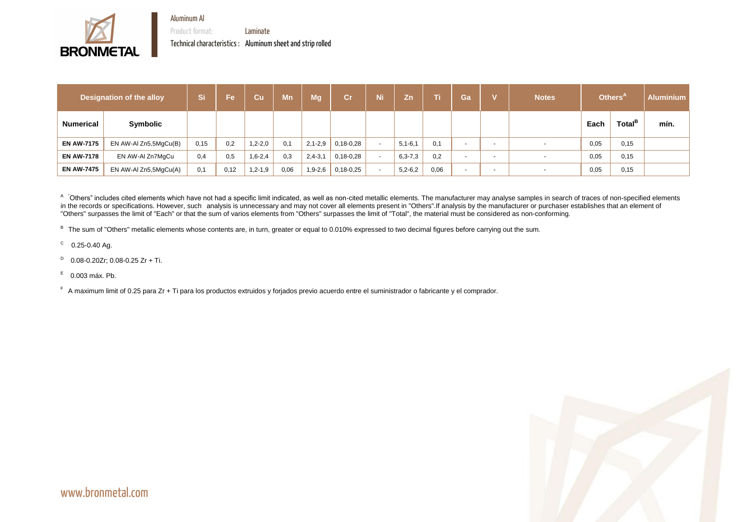Aluminum Al

Product format: Laminate

Technical characteristics : Aluminum sheet and strip rolled

| Designation of the alloy | | Si | Fe | Cu | Mn | Mg | Cr | Ni | Zn | Ti | Ga | V | Notes | Others[A] | | Aluminium |
|---|---|---|---|---|---|---|---|---|---|---|---|---|---|---|---|---|
| Numerical | Symbolic | | | | | | | | | | | | | Each | Total[B] | mín. |
| EN AW-7175 | EN AW-Al Zn5,5MgCu(B) | 0,15 | 0,2 | 1,2-2,0 | 0,1 | 2,1-2,9 | 0,18-0,28 | - | 5,1-6,1 | 0,1 | - | - | - | 0,05 | 0,15 | |
| EN AW-7178 | EN AW-Al Zn7MgCu | 0,4 | 0,5 | 1,6-2,4 | 0,3 | 2,4-3,1 | 0,18-0,28 | - | 6,3-7,3 | 0,2 | - | - | - | 0,05 | 0,15 | |
| EN AW-7475 | EN AW-Al Zn5,5MgCu(A) | 0,1 | 0,12 | 1,2-1,9 | 0,06 | 1,9-2,6 | 0,18-0,25 | - | 5,2-6,2 | 0,06 | - | - | - | 0,05 | 0,15 | |

[A] ¨Others" includes cited elements which have not had a specific limit indicated, as well as non-cited metallic elements. The manufacturer may analyse samples in search of traces of non-specified elements in the records or specifications. However, such analysis is unnecessary and may not cover all elements present in "Others".If analysis by the manufacturer or purchaser establishes that an element of "Others" surpasses the limit of "Each" or that the sum of varios elements from "Others" surpasses the limit of "Total", the material must be considered as non-conforming.

[B] The sum of "Others" metallic elements whose contents are, in turn, greater or equal to 0.010% expressed to two decimal figures before carrying out the sum.

[C] 0.25-0.40 Ag.

[D] 0.08-0.20Zr; 0.08-0.25 Zr + Ti.

[E] 0.003 máx. Pb.

[F] A maximum limit of 0.25 para Zr + Ti para los productos extruidos y forjados previo acuerdo entre el suministrador o fabricante y el comprador.

www.bronmetal.com